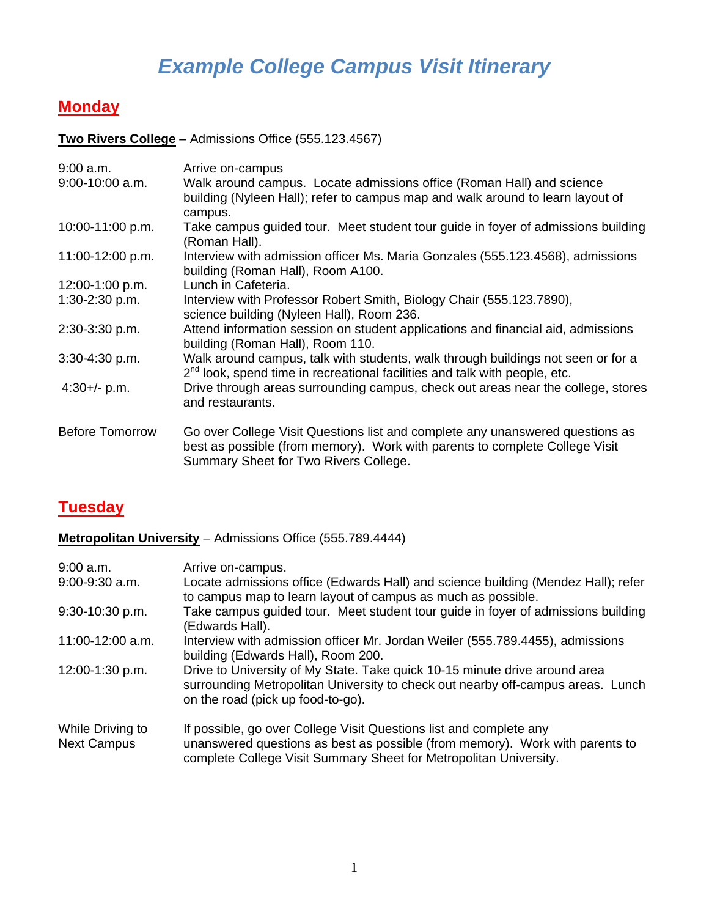# *Example College Campus Visit Itinerary*

## Monday

**Two Rivers College** – Admissions Office (555.123.4567)

| | |
|---|---|
| 9:00 a.m. | Arrive on-campus |
| 9:00-10:00 a.m. | Walk around campus. Locate admissions office (Roman Hall) and science building (Nyleen Hall); refer to campus map and walk around to learn layout of campus. |
| 10:00-11:00 p.m. | Take campus guided tour. Meet student tour guide in foyer of admissions building (Roman Hall). |
| 11:00-12:00 p.m. | Interview with admission officer Ms. Maria Gonzales (555.123.4568), admissions building (Roman Hall), Room A100. |
| 12:00-1:00 p.m. | Lunch in Cafeteria. |
| 1:30-2:30 p.m. | Interview with Professor Robert Smith, Biology Chair (555.123.7890), science building (Nyleen Hall), Room 236. |
| 2:30-3:30 p.m. | Attend information session on student applications and financial aid, admissions building (Roman Hall), Room 110. |
| 3:30-4:30 p.m. | Walk around campus, talk with students, walk through buildings not seen or for a 2nd look, spend time in recreational facilities and talk with people, etc. |
| 4:30+/- p.m. | Drive through areas surrounding campus, check out areas near the college, stores and restaurants. |
| Before Tomorrow | Go over College Visit Questions list and complete any unanswered questions as best as possible (from memory). Work with parents to complete College Visit Summary Sheet for Two Rivers College. |

## Tuesday

**Metropolitan University** – Admissions Office (555.789.4444)

| | |
|---|---|
| 9:00 a.m. | Arrive on-campus. |
| 9:00-9:30 a.m. | Locate admissions office (Edwards Hall) and science building (Mendez Hall); refer to campus map to learn layout of campus as much as possible. |
| 9:30-10:30 p.m. | Take campus guided tour. Meet student tour guide in foyer of admissions building (Edwards Hall). |
| 11:00-12:00 a.m. | Interview with admission officer Mr. Jordan Weiler (555.789.4455), admissions building (Edwards Hall), Room 200. |
| 12:00-1:30 p.m. | Drive to University of My State. Take quick 10-15 minute drive around area surrounding Metropolitan University to check out nearby off-campus areas. Lunch on the road (pick up food-to-go). |
| While Driving to Next Campus | If possible, go over College Visit Questions list and complete any unanswered questions as best as possible (from memory). Work with parents to complete College Visit Summary Sheet for Metropolitan University. |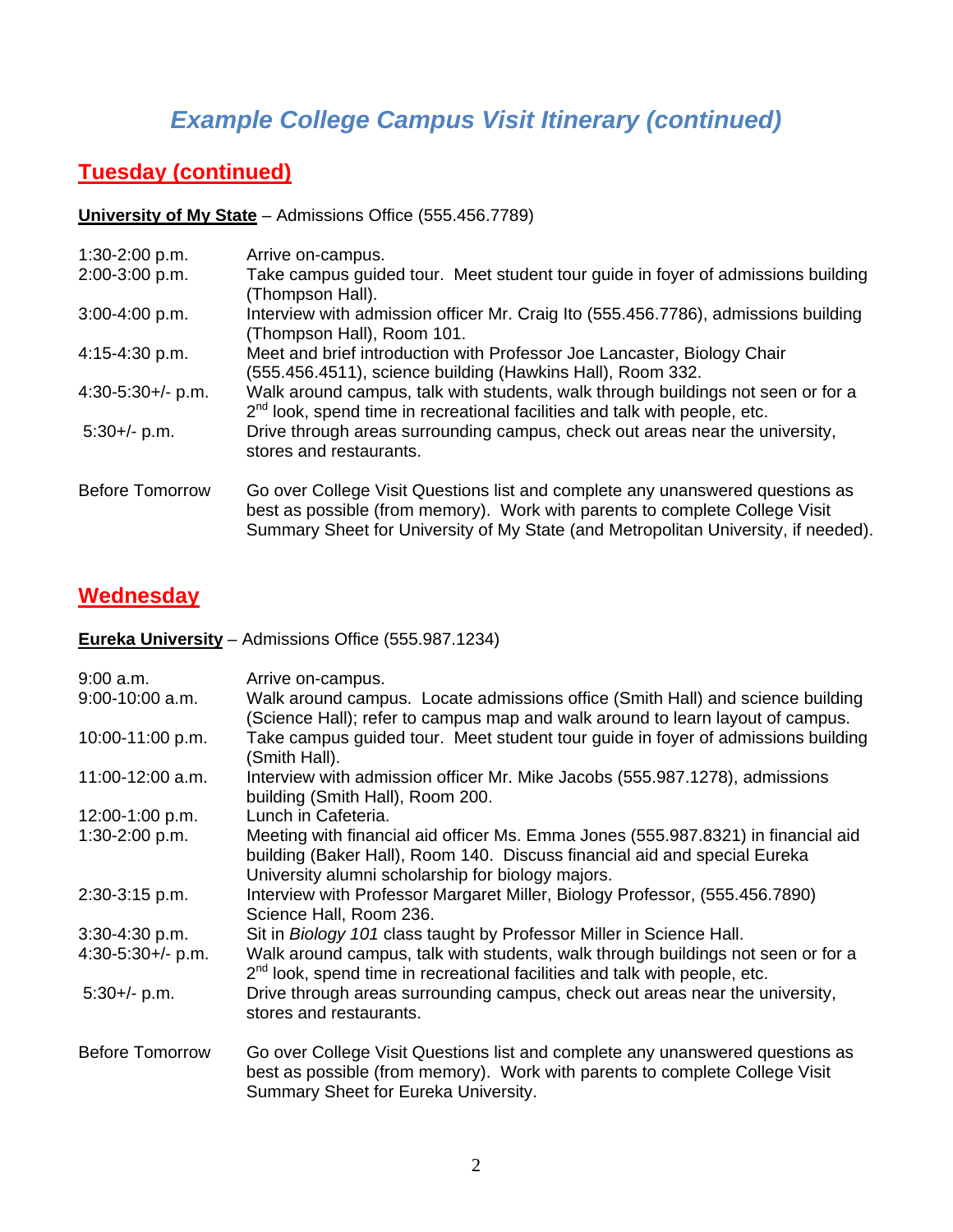# *Example College Campus Visit Itinerary (continued)*

## Tuesday (continued)

**University of My State** – Admissions Office (555.456.7789)

| | |
|---|---|
| 1:30-2:00 p.m. | Arrive on-campus. |
| 2:00-3:00 p.m. | Take campus guided tour. Meet student tour guide in foyer of admissions building (Thompson Hall). |
| 3:00-4:00 p.m. | Interview with admission officer Mr. Craig Ito (555.456.7786), admissions building (Thompson Hall), Room 101. |
| 4:15-4:30 p.m. | Meet and brief introduction with Professor Joe Lancaster, Biology Chair (555.456.4511), science building (Hawkins Hall), Room 332. |
| 4:30-5:30+/- p.m. | Walk around campus, talk with students, walk through buildings not seen or for a 2nd look, spend time in recreational facilities and talk with people, etc. |
| 5:30+/- p.m. | Drive through areas surrounding campus, check out areas near the university, stores and restaurants. |
| Before Tomorrow | Go over College Visit Questions list and complete any unanswered questions as best as possible (from memory). Work with parents to complete College Visit Summary Sheet for University of My State (and Metropolitan University, if needed). |

## Wednesday

**Eureka University** – Admissions Office (555.987.1234)

| | |
|---|---|
| 9:00 a.m. | Arrive on-campus. |
| 9:00-10:00 a.m. | Walk around campus. Locate admissions office (Smith Hall) and science building (Science Hall); refer to campus map and walk around to learn layout of campus. |
| 10:00-11:00 p.m. | Take campus guided tour. Meet student tour guide in foyer of admissions building (Smith Hall). |
| 11:00-12:00 a.m. | Interview with admission officer Mr. Mike Jacobs (555.987.1278), admissions building (Smith Hall), Room 200. |
| 12:00-1:00 p.m. | Lunch in Cafeteria. |
| 1:30-2:00 p.m. | Meeting with financial aid officer Ms. Emma Jones (555.987.8321) in financial aid building (Baker Hall), Room 140. Discuss financial aid and special Eureka University alumni scholarship for biology majors. |
| 2:30-3:15 p.m. | Interview with Professor Margaret Miller, Biology Professor, (555.456.7890) Science Hall, Room 236. |
| 3:30-4:30 p.m. | Sit in *Biology 101* class taught by Professor Miller in Science Hall. |
| 4:30-5:30+/- p.m. | Walk around campus, talk with students, walk through buildings not seen or for a 2nd look, spend time in recreational facilities and talk with people, etc. |
| 5:30+/- p.m. | Drive through areas surrounding campus, check out areas near the university, stores and restaurants. |
| Before Tomorrow | Go over College Visit Questions list and complete any unanswered questions as best as possible (from memory). Work with parents to complete College Visit Summary Sheet for Eureka University. |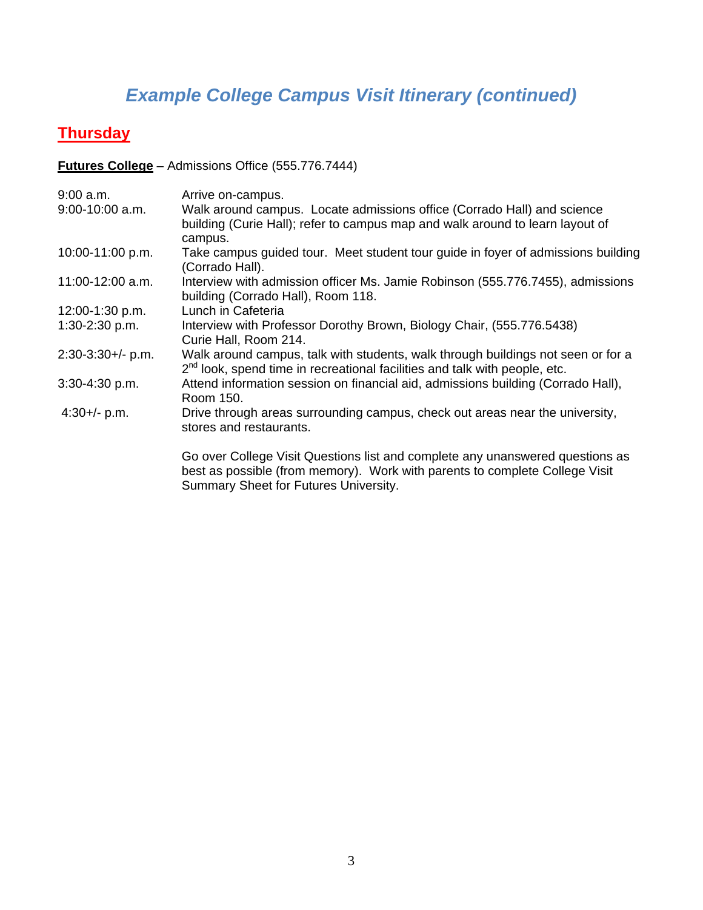# *Example College Campus Visit Itinerary (continued)*

## Thursday

**Futures College** – Admissions Office (555.776.7444)

| | |
|---|---|
| 9:00 a.m. | Arrive on-campus. |
| 9:00-10:00 a.m. | Walk around campus. Locate admissions office (Corrado Hall) and science building (Curie Hall); refer to campus map and walk around to learn layout of campus. |
| 10:00-11:00 p.m. | Take campus guided tour. Meet student tour guide in foyer of admissions building (Corrado Hall). |
| 11:00-12:00 a.m. | Interview with admission officer Ms. Jamie Robinson (555.776.7455), admissions building (Corrado Hall), Room 118. |
| 12:00-1:30 p.m. | Lunch in Cafeteria |
| 1:30-2:30 p.m. | Interview with Professor Dorothy Brown, Biology Chair, (555.776.5438) Curie Hall, Room 214. |
| 2:30-3:30+/- p.m. | Walk around campus, talk with students, walk through buildings not seen or for a 2nd look, spend time in recreational facilities and talk with people, etc. |
| 3:30-4:30 p.m. | Attend information session on financial aid, admissions building (Corrado Hall), Room 150. |
| 4:30+/- p.m. | Drive through areas surrounding campus, check out areas near the university, stores and restaurants. |

Go over College Visit Questions list and complete any unanswered questions as best as possible (from memory). Work with parents to complete College Visit Summary Sheet for Futures University.